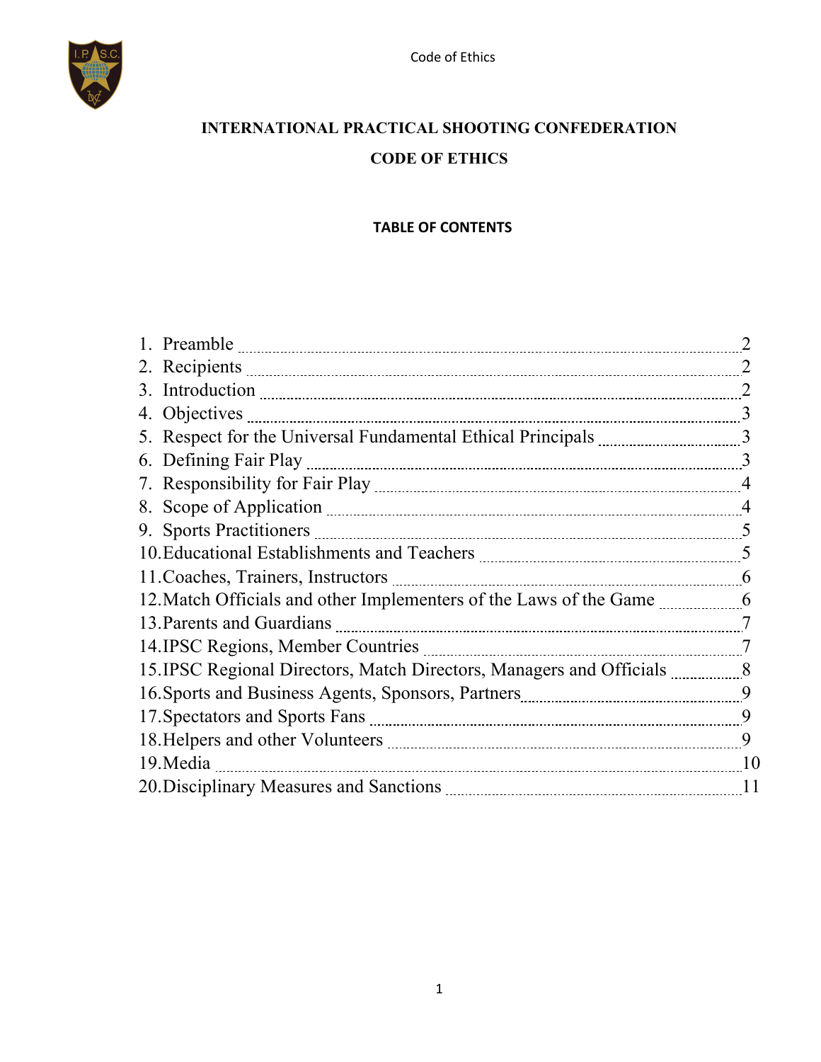# INTERNATIONAL PRACTICAL SHOOTING CONFEDERATION

## CODE OF ETHICS

### TABLE OF CONTENTS

1. Preamble ..... 2
2. Recipients ..... 2
3. Introduction ..... 2
4. Objectives ..... 3
5. Respect for the Universal Fundamental Ethical Principals ..... 3
6. Defining Fair Play ..... 3
7. Responsibility for Fair Play ..... 4
8. Scope of Application ..... 4
9. Sports Practitioners ..... 5
10. Educational Establishments and Teachers ..... 5
11. Coaches, Trainers, Instructors ..... 6
12. Match Officials and other Implementers of the Laws of the Game ..... 6
13. Parents and Guardians ..... 7
14. IPSC Regions, Member Countries ..... 7
15. IPSC Regional Directors, Match Directors, Managers and Officials ..... 8
16. Sports and Business Agents, Sponsors, Partners ..... 9
17. Spectators and Sports Fans ..... 9
18. Helpers and other Volunteers ..... 9
19. Media ..... 10
20. Disciplinary Measures and Sanctions ..... 11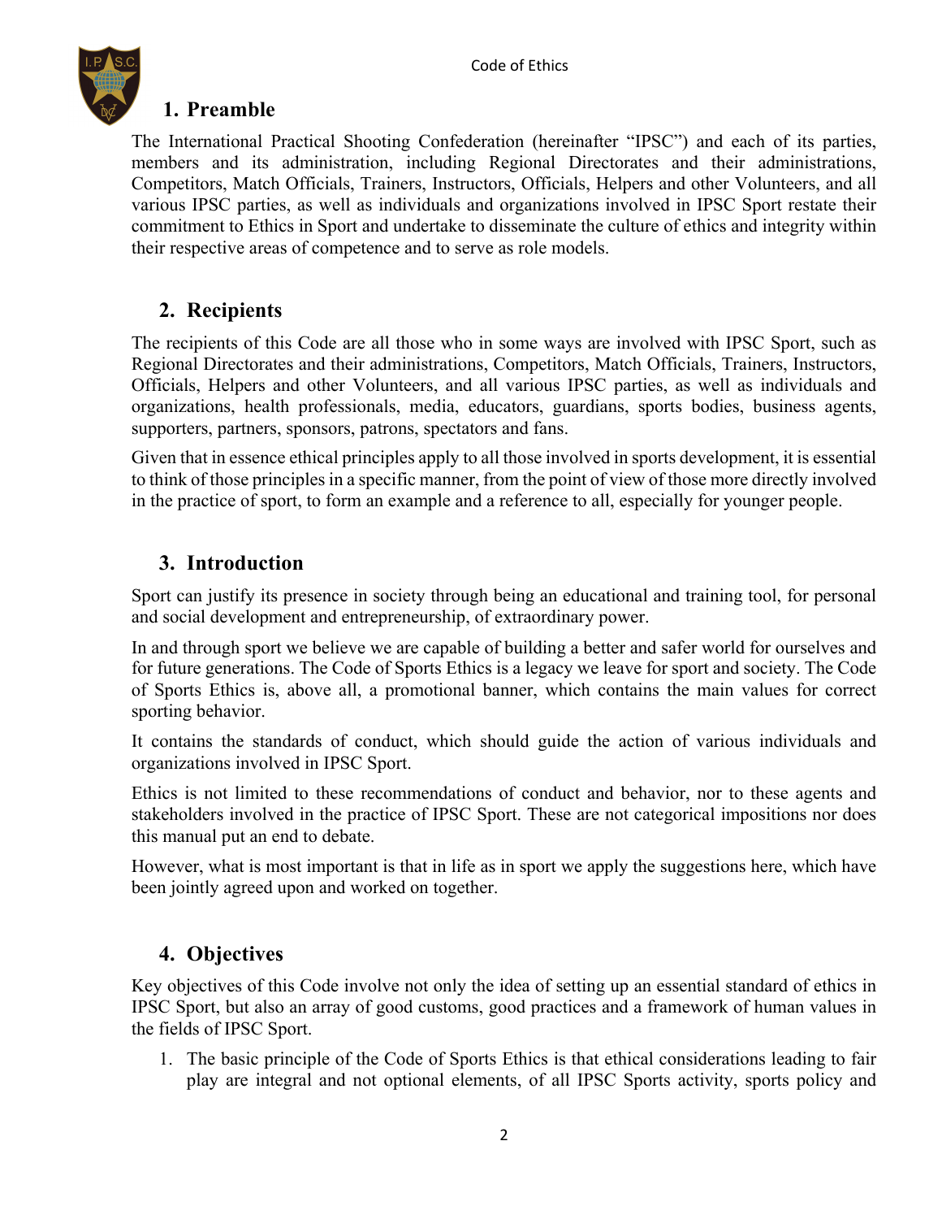## 1. Preamble

The International Practical Shooting Confederation (hereinafter "IPSC") and each of its parties, members and its administration, including Regional Directorates and their administrations, Competitors, Match Officials, Trainers, Instructors, Officials, Helpers and other Volunteers, and all various IPSC parties, as well as individuals and organizations involved in IPSC Sport restate their commitment to Ethics in Sport and undertake to disseminate the culture of ethics and integrity within their respective areas of competence and to serve as role models.

## 2. Recipients

The recipients of this Code are all those who in some ways are involved with IPSC Sport, such as Regional Directorates and their administrations, Competitors, Match Officials, Trainers, Instructors, Officials, Helpers and other Volunteers, and all various IPSC parties, as well as individuals and organizations, health professionals, media, educators, guardians, sports bodies, business agents, supporters, partners, sponsors, patrons, spectators and fans.

Given that in essence ethical principles apply to all those involved in sports development, it is essential to think of those principles in a specific manner, from the point of view of those more directly involved in the practice of sport, to form an example and a reference to all, especially for younger people.

## 3. Introduction

Sport can justify its presence in society through being an educational and training tool, for personal and social development and entrepreneurship, of extraordinary power.

In and through sport we believe we are capable of building a better and safer world for ourselves and for future generations. The Code of Sports Ethics is a legacy we leave for sport and society. The Code of Sports Ethics is, above all, a promotional banner, which contains the main values for correct sporting behavior.

It contains the standards of conduct, which should guide the action of various individuals and organizations involved in IPSC Sport.

Ethics is not limited to these recommendations of conduct and behavior, nor to these agents and stakeholders involved in the practice of IPSC Sport. These are not categorical impositions nor does this manual put an end to debate.

However, what is most important is that in life as in sport we apply the suggestions here, which have been jointly agreed upon and worked on together.

## 4. Objectives

Key objectives of this Code involve not only the idea of setting up an essential standard of ethics in IPSC Sport, but also an array of good customs, good practices and a framework of human values in the fields of IPSC Sport.

1. The basic principle of the Code of Sports Ethics is that ethical considerations leading to fair play are integral and not optional elements, of all IPSC Sports activity, sports policy and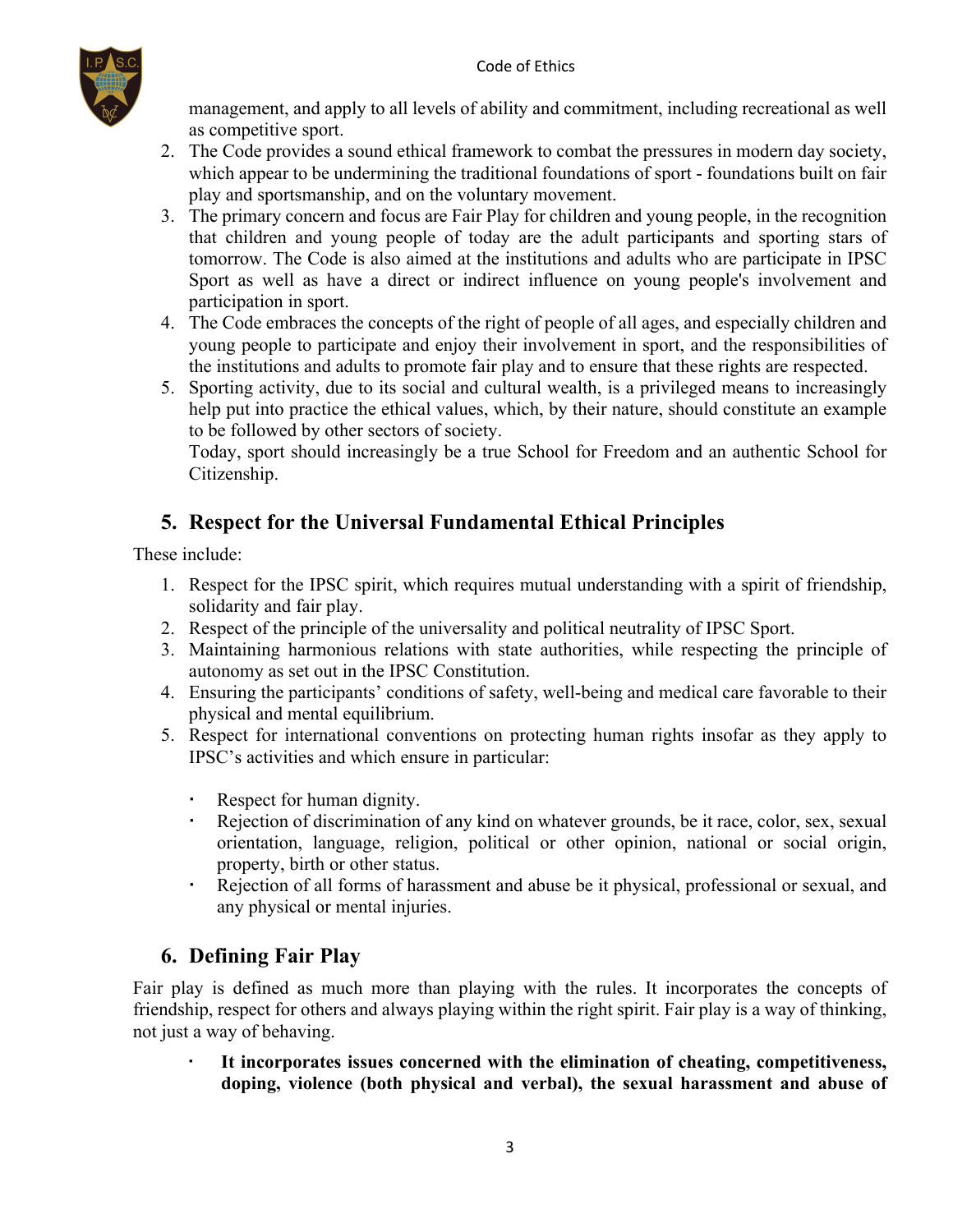management, and apply to all levels of ability and commitment, including recreational as well as competitive sport.

2. The Code provides a sound ethical framework to combat the pressures in modern day society, which appear to be undermining the traditional foundations of sport - foundations built on fair play and sportsmanship, and on the voluntary movement.
3. The primary concern and focus are Fair Play for children and young people, in the recognition that children and young people of today are the adult participants and sporting stars of tomorrow. The Code is also aimed at the institutions and adults who are participate in IPSC Sport as well as have a direct or indirect influence on young people's involvement and participation in sport.
4. The Code embraces the concepts of the right of people of all ages, and especially children and young people to participate and enjoy their involvement in sport, and the responsibilities of the institutions and adults to promote fair play and to ensure that these rights are respected.
5. Sporting activity, due to its social and cultural wealth, is a privileged means to increasingly help put into practice the ethical values, which, by their nature, should constitute an example to be followed by other sectors of society.
   Today, sport should increasingly be a true School for Freedom and an authentic School for Citizenship.

## 5. Respect for the Universal Fundamental Ethical Principles

These include:

1. Respect for the IPSC spirit, which requires mutual understanding with a spirit of friendship, solidarity and fair play.
2. Respect of the principle of the universality and political neutrality of IPSC Sport.
3. Maintaining harmonious relations with state authorities, while respecting the principle of autonomy as set out in the IPSC Constitution.
4. Ensuring the participants' conditions of safety, well-being and medical care favorable to their physical and mental equilibrium.
5. Respect for international conventions on protecting human rights insofar as they apply to IPSC's activities and which ensure in particular:
   - Respect for human dignity.
   - Rejection of discrimination of any kind on whatever grounds, be it race, color, sex, sexual orientation, language, religion, political or other opinion, national or social origin, property, birth or other status.
   - Rejection of all forms of harassment and abuse be it physical, professional or sexual, and any physical or mental injuries.

## 6. Defining Fair Play

Fair play is defined as much more than playing with the rules. It incorporates the concepts of friendship, respect for others and always playing within the right spirit. Fair play is a way of thinking, not just a way of behaving.

- **It incorporates issues concerned with the elimination of cheating, competitiveness, doping, violence (both physical and verbal), the sexual harassment and abuse of**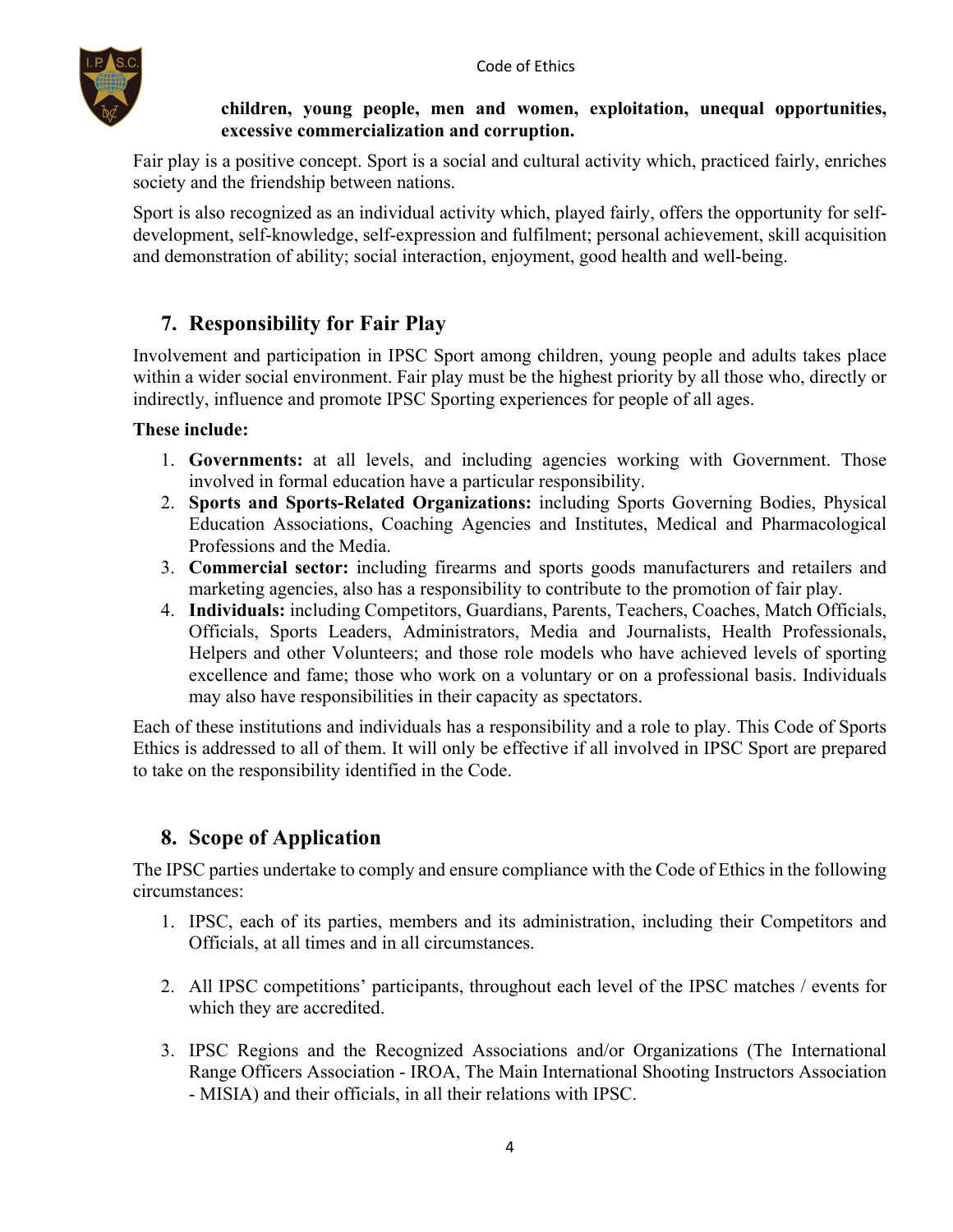**children, young people, men and women, exploitation, unequal opportunities, excessive commercialization and corruption.**

Fair play is a positive concept. Sport is a social and cultural activity which, practiced fairly, enriches society and the friendship between nations.

Sport is also recognized as an individual activity which, played fairly, offers the opportunity for self-development, self-knowledge, self-expression and fulfilment; personal achievement, skill acquisition and demonstration of ability; social interaction, enjoyment, good health and well-being.

## 7. Responsibility for Fair Play

Involvement and participation in IPSC Sport among children, young people and adults takes place within a wider social environment. Fair play must be the highest priority by all those who, directly or indirectly, influence and promote IPSC Sporting experiences for people of all ages.

**These include:**

1. **Governments:** at all levels, and including agencies working with Government. Those involved in formal education have a particular responsibility.
2. **Sports and Sports-Related Organizations:** including Sports Governing Bodies, Physical Education Associations, Coaching Agencies and Institutes, Medical and Pharmacological Professions and the Media.
3. **Commercial sector:** including firearms and sports goods manufacturers and retailers and marketing agencies, also has a responsibility to contribute to the promotion of fair play.
4. **Individuals:** including Competitors, Guardians, Parents, Teachers, Coaches, Match Officials, Officials, Sports Leaders, Administrators, Media and Journalists, Health Professionals, Helpers and other Volunteers; and those role models who have achieved levels of sporting excellence and fame; those who work on a voluntary or on a professional basis. Individuals may also have responsibilities in their capacity as spectators.

Each of these institutions and individuals has a responsibility and a role to play. This Code of Sports Ethics is addressed to all of them. It will only be effective if all involved in IPSC Sport are prepared to take on the responsibility identified in the Code.

## 8. Scope of Application

The IPSC parties undertake to comply and ensure compliance with the Code of Ethics in the following circumstances:

1. IPSC, each of its parties, members and its administration, including their Competitors and Officials, at all times and in all circumstances.

2. All IPSC competitions' participants, throughout each level of the IPSC matches / events for which they are accredited.

3. IPSC Regions and the Recognized Associations and/or Organizations (The International Range Officers Association - IROA, The Main International Shooting Instructors Association - MISIA) and their officials, in all their relations with IPSC.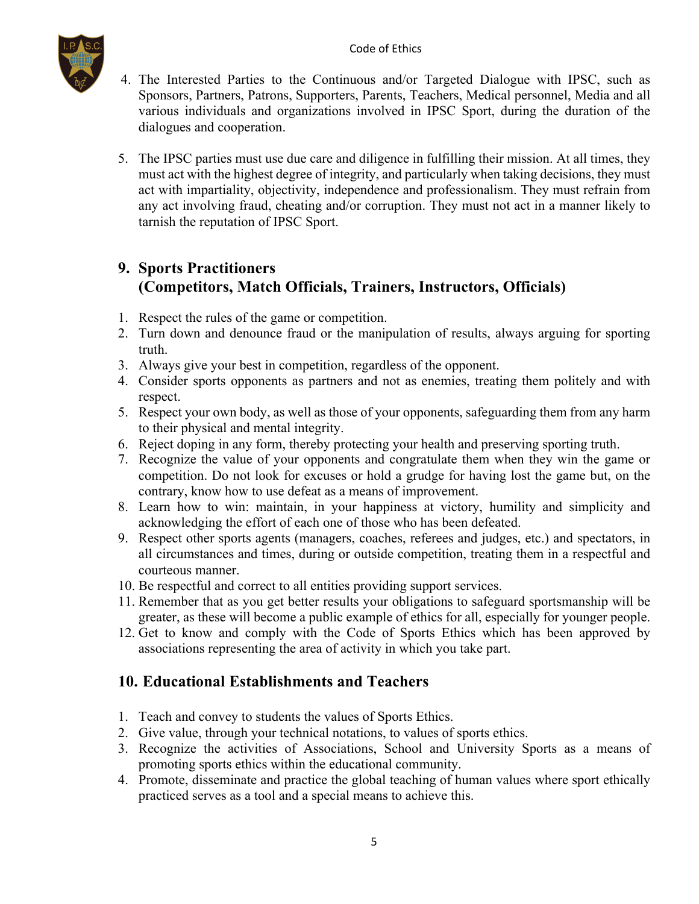4. The Interested Parties to the Continuous and/or Targeted Dialogue with IPSC, such as Sponsors, Partners, Patrons, Supporters, Parents, Teachers, Medical personnel, Media and all various individuals and organizations involved in IPSC Sport, during the duration of the dialogues and cooperation.

5. The IPSC parties must use due care and diligence in fulfilling their mission. At all times, they must act with the highest degree of integrity, and particularly when taking decisions, they must act with impartiality, objectivity, independence and professionalism. They must refrain from any act involving fraud, cheating and/or corruption. They must not act in a manner likely to tarnish the reputation of IPSC Sport.

## 9. Sports Practitioners (Competitors, Match Officials, Trainers, Instructors, Officials)

1. Respect the rules of the game or competition.
2. Turn down and denounce fraud or the manipulation of results, always arguing for sporting truth.
3. Always give your best in competition, regardless of the opponent.
4. Consider sports opponents as partners and not as enemies, treating them politely and with respect.
5. Respect your own body, as well as those of your opponents, safeguarding them from any harm to their physical and mental integrity.
6. Reject doping in any form, thereby protecting your health and preserving sporting truth.
7. Recognize the value of your opponents and congratulate them when they win the game or competition. Do not look for excuses or hold a grudge for having lost the game but, on the contrary, know how to use defeat as a means of improvement.
8. Learn how to win: maintain, in your happiness at victory, humility and simplicity and acknowledging the effort of each one of those who has been defeated.
9. Respect other sports agents (managers, coaches, referees and judges, etc.) and spectators, in all circumstances and times, during or outside competition, treating them in a respectful and courteous manner.
10. Be respectful and correct to all entities providing support services.
11. Remember that as you get better results your obligations to safeguard sportsmanship will be greater, as these will become a public example of ethics for all, especially for younger people.
12. Get to know and comply with the Code of Sports Ethics which has been approved by associations representing the area of activity in which you take part.

## 10. Educational Establishments and Teachers

1. Teach and convey to students the values of Sports Ethics.
2. Give value, through your technical notations, to values of sports ethics.
3. Recognize the activities of Associations, School and University Sports as a means of promoting sports ethics within the educational community.
4. Promote, disseminate and practice the global teaching of human values where sport ethically practiced serves as a tool and a special means to achieve this.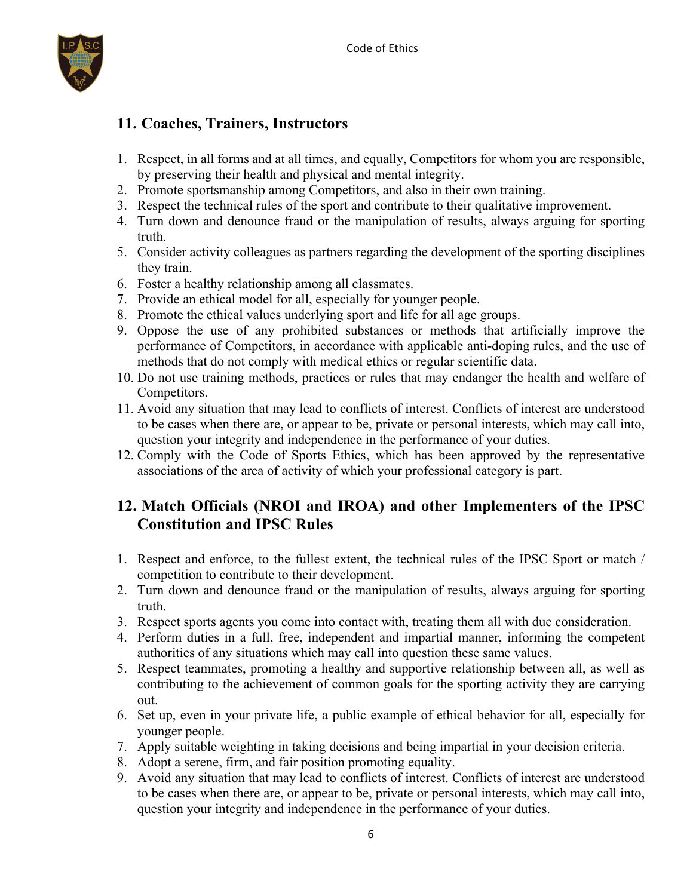## 11. Coaches, Trainers, Instructors

1. Respect, in all forms and at all times, and equally, Competitors for whom you are responsible, by preserving their health and physical and mental integrity.
2. Promote sportsmanship among Competitors, and also in their own training.
3. Respect the technical rules of the sport and contribute to their qualitative improvement.
4. Turn down and denounce fraud or the manipulation of results, always arguing for sporting truth.
5. Consider activity colleagues as partners regarding the development of the sporting disciplines they train.
6. Foster a healthy relationship among all classmates.
7. Provide an ethical model for all, especially for younger people.
8. Promote the ethical values underlying sport and life for all age groups.
9. Oppose the use of any prohibited substances or methods that artificially improve the performance of Competitors, in accordance with applicable anti-doping rules, and the use of methods that do not comply with medical ethics or regular scientific data.
10. Do not use training methods, practices or rules that may endanger the health and welfare of Competitors.
11. Avoid any situation that may lead to conflicts of interest. Conflicts of interest are understood to be cases when there are, or appear to be, private or personal interests, which may call into, question your integrity and independence in the performance of your duties.
12. Comply with the Code of Sports Ethics, which has been approved by the representative associations of the area of activity of which your professional category is part.

## 12. Match Officials (NROI and IROA) and other Implementers of the IPSC Constitution and IPSC Rules

1. Respect and enforce, to the fullest extent, the technical rules of the IPSC Sport or match / competition to contribute to their development.
2. Turn down and denounce fraud or the manipulation of results, always arguing for sporting truth.
3. Respect sports agents you come into contact with, treating them all with due consideration.
4. Perform duties in a full, free, independent and impartial manner, informing the competent authorities of any situations which may call into question these same values.
5. Respect teammates, promoting a healthy and supportive relationship between all, as well as contributing to the achievement of common goals for the sporting activity they are carrying out.
6. Set up, even in your private life, a public example of ethical behavior for all, especially for younger people.
7. Apply suitable weighting in taking decisions and being impartial in your decision criteria.
8. Adopt a serene, firm, and fair position promoting equality.
9. Avoid any situation that may lead to conflicts of interest. Conflicts of interest are understood to be cases when there are, or appear to be, private or personal interests, which may call into, question your integrity and independence in the performance of your duties.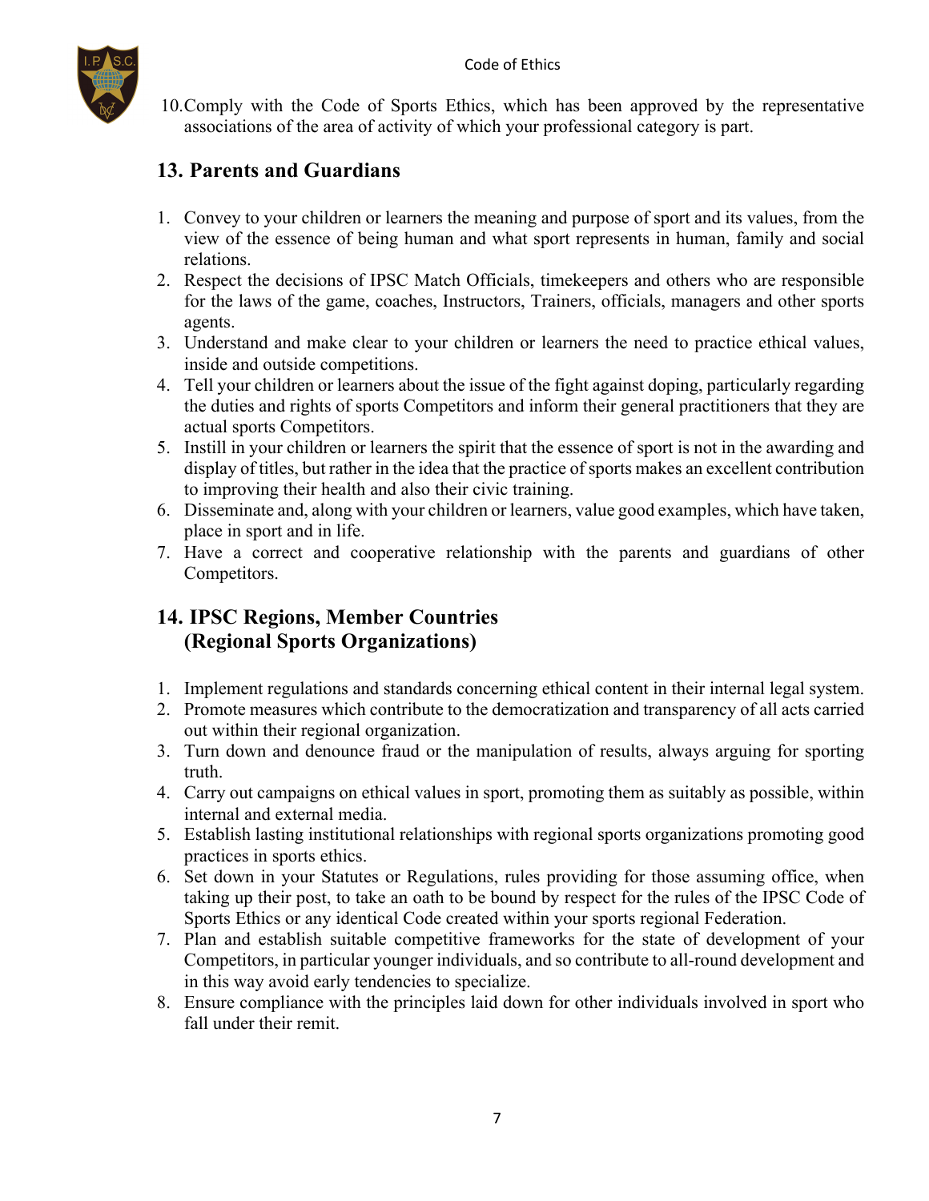10. Comply with the Code of Sports Ethics, which has been approved by the representative associations of the area of activity of which your professional category is part.

## 13. Parents and Guardians

1. Convey to your children or learners the meaning and purpose of sport and its values, from the view of the essence of being human and what sport represents in human, family and social relations.
2. Respect the decisions of IPSC Match Officials, timekeepers and others who are responsible for the laws of the game, coaches, Instructors, Trainers, officials, managers and other sports agents.
3. Understand and make clear to your children or learners the need to practice ethical values, inside and outside competitions.
4. Tell your children or learners about the issue of the fight against doping, particularly regarding the duties and rights of sports Competitors and inform their general practitioners that they are actual sports Competitors.
5. Instill in your children or learners the spirit that the essence of sport is not in the awarding and display of titles, but rather in the idea that the practice of sports makes an excellent contribution to improving their health and also their civic training.
6. Disseminate and, along with your children or learners, value good examples, which have taken, place in sport and in life.
7. Have a correct and cooperative relationship with the parents and guardians of other Competitors.

## 14. IPSC Regions, Member Countries (Regional Sports Organizations)

1. Implement regulations and standards concerning ethical content in their internal legal system.
2. Promote measures which contribute to the democratization and transparency of all acts carried out within their regional organization.
3. Turn down and denounce fraud or the manipulation of results, always arguing for sporting truth.
4. Carry out campaigns on ethical values in sport, promoting them as suitably as possible, within internal and external media.
5. Establish lasting institutional relationships with regional sports organizations promoting good practices in sports ethics.
6. Set down in your Statutes or Regulations, rules providing for those assuming office, when taking up their post, to take an oath to be bound by respect for the rules of the IPSC Code of Sports Ethics or any identical Code created within your sports regional Federation.
7. Plan and establish suitable competitive frameworks for the state of development of your Competitors, in particular younger individuals, and so contribute to all-round development and in this way avoid early tendencies to specialize.
8. Ensure compliance with the principles laid down for other individuals involved in sport who fall under their remit.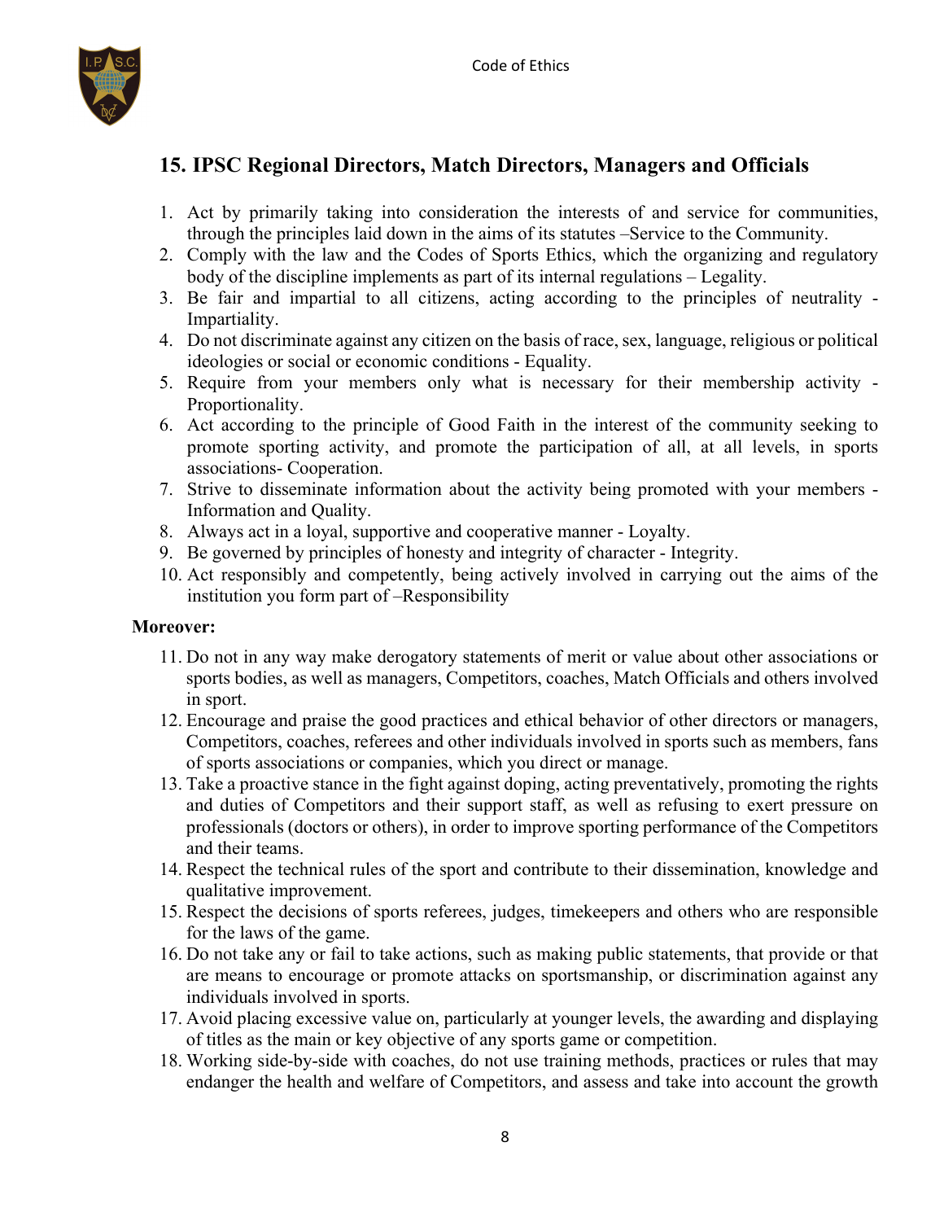## 15. IPSC Regional Directors, Match Directors, Managers and Officials

1. Act by primarily taking into consideration the interests of and service for communities, through the principles laid down in the aims of its statutes –Service to the Community.
2. Comply with the law and the Codes of Sports Ethics, which the organizing and regulatory body of the discipline implements as part of its internal regulations – Legality.
3. Be fair and impartial to all citizens, acting according to the principles of neutrality - Impartiality.
4. Do not discriminate against any citizen on the basis of race, sex, language, religious or political ideologies or social or economic conditions - Equality.
5. Require from your members only what is necessary for their membership activity - Proportionality.
6. Act according to the principle of Good Faith in the interest of the community seeking to promote sporting activity, and promote the participation of all, at all levels, in sports associations- Cooperation.
7. Strive to disseminate information about the activity being promoted with your members - Information and Quality.
8. Always act in a loyal, supportive and cooperative manner - Loyalty.
9. Be governed by principles of honesty and integrity of character - Integrity.
10. Act responsibly and competently, being actively involved in carrying out the aims of the institution you form part of –Responsibility

**Moreover:**

11. Do not in any way make derogatory statements of merit or value about other associations or sports bodies, as well as managers, Competitors, coaches, Match Officials and others involved in sport.
12. Encourage and praise the good practices and ethical behavior of other directors or managers, Competitors, coaches, referees and other individuals involved in sports such as members, fans of sports associations or companies, which you direct or manage.
13. Take a proactive stance in the fight against doping, acting preventatively, promoting the rights and duties of Competitors and their support staff, as well as refusing to exert pressure on professionals (doctors or others), in order to improve sporting performance of the Competitors and their teams.
14. Respect the technical rules of the sport and contribute to their dissemination, knowledge and qualitative improvement.
15. Respect the decisions of sports referees, judges, timekeepers and others who are responsible for the laws of the game.
16. Do not take any or fail to take actions, such as making public statements, that provide or that are means to encourage or promote attacks on sportsmanship, or discrimination against any individuals involved in sports.
17. Avoid placing excessive value on, particularly at younger levels, the awarding and displaying of titles as the main or key objective of any sports game or competition.
18. Working side-by-side with coaches, do not use training methods, practices or rules that may endanger the health and welfare of Competitors, and assess and take into account the growth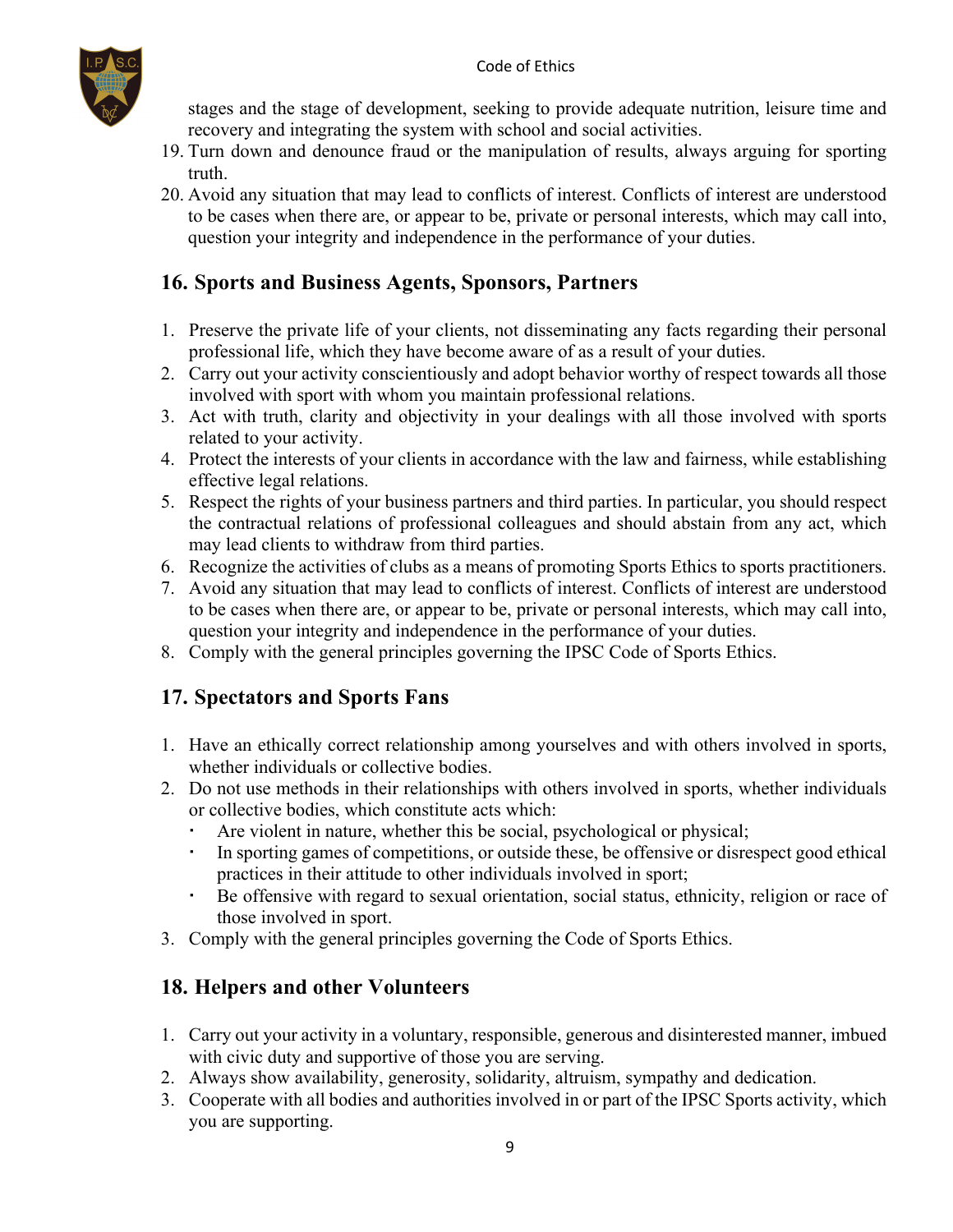stages and the stage of development, seeking to provide adequate nutrition, leisure time and recovery and integrating the system with school and social activities.

19. Turn down and denounce fraud or the manipulation of results, always arguing for sporting truth.
20. Avoid any situation that may lead to conflicts of interest. Conflicts of interest are understood to be cases when there are, or appear to be, private or personal interests, which may call into, question your integrity and independence in the performance of your duties.

## 16. Sports and Business Agents, Sponsors, Partners

1. Preserve the private life of your clients, not disseminating any facts regarding their personal professional life, which they have become aware of as a result of your duties.
2. Carry out your activity conscientiously and adopt behavior worthy of respect towards all those involved with sport with whom you maintain professional relations.
3. Act with truth, clarity and objectivity in your dealings with all those involved with sports related to your activity.
4. Protect the interests of your clients in accordance with the law and fairness, while establishing effective legal relations.
5. Respect the rights of your business partners and third parties. In particular, you should respect the contractual relations of professional colleagues and should abstain from any act, which may lead clients to withdraw from third parties.
6. Recognize the activities of clubs as a means of promoting Sports Ethics to sports practitioners.
7. Avoid any situation that may lead to conflicts of interest. Conflicts of interest are understood to be cases when there are, or appear to be, private or personal interests, which may call into, question your integrity and independence in the performance of your duties.
8. Comply with the general principles governing the IPSC Code of Sports Ethics.

## 17. Spectators and Sports Fans

1. Have an ethically correct relationship among yourselves and with others involved in sports, whether individuals or collective bodies.
2. Do not use methods in their relationships with others involved in sports, whether individuals or collective bodies, which constitute acts which:
   - Are violent in nature, whether this be social, psychological or physical;
   - In sporting games of competitions, or outside these, be offensive or disrespect good ethical practices in their attitude to other individuals involved in sport;
   - Be offensive with regard to sexual orientation, social status, ethnicity, religion or race of those involved in sport.
3. Comply with the general principles governing the Code of Sports Ethics.

## 18. Helpers and other Volunteers

1. Carry out your activity in a voluntary, responsible, generous and disinterested manner, imbued with civic duty and supportive of those you are serving.
2. Always show availability, generosity, solidarity, altruism, sympathy and dedication.
3. Cooperate with all bodies and authorities involved in or part of the IPSC Sports activity, which you are supporting.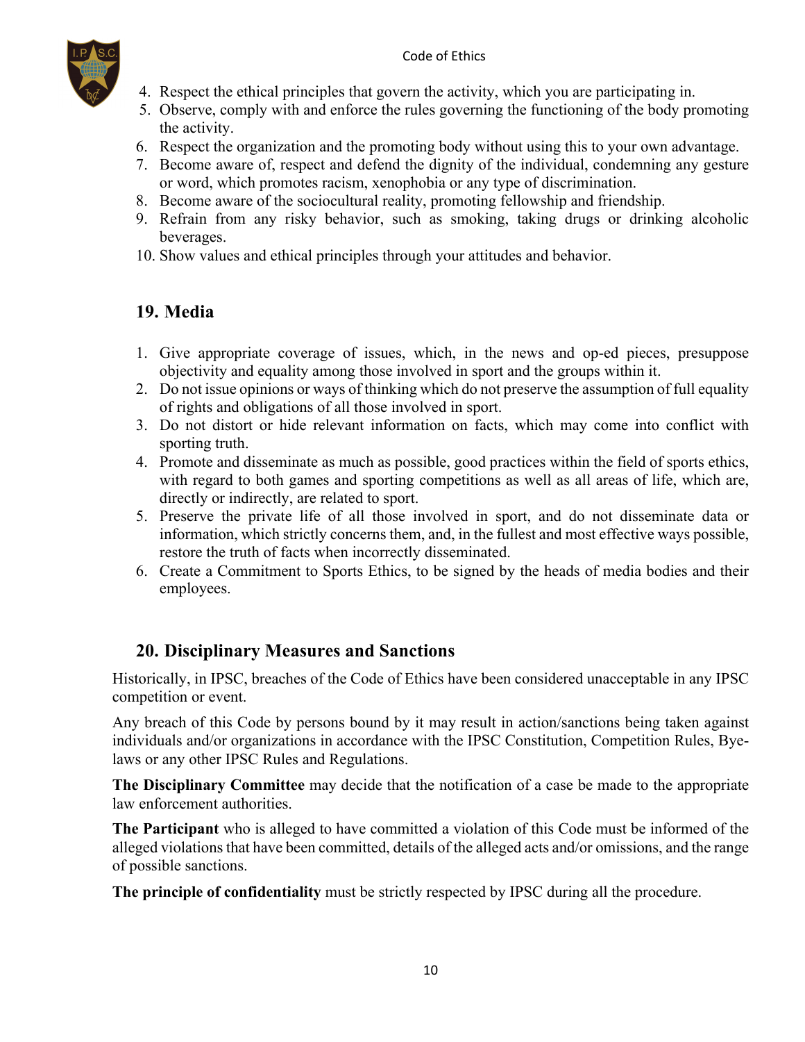4. Respect the ethical principles that govern the activity, which you are participating in.
5. Observe, comply with and enforce the rules governing the functioning of the body promoting the activity.
6. Respect the organization and the promoting body without using this to your own advantage.
7. Become aware of, respect and defend the dignity of the individual, condemning any gesture or word, which promotes racism, xenophobia or any type of discrimination.
8. Become aware of the sociocultural reality, promoting fellowship and friendship.
9. Refrain from any risky behavior, such as smoking, taking drugs or drinking alcoholic beverages.
10. Show values and ethical principles through your attitudes and behavior.

## 19. Media

1. Give appropriate coverage of issues, which, in the news and op-ed pieces, presuppose objectivity and equality among those involved in sport and the groups within it.
2. Do not issue opinions or ways of thinking which do not preserve the assumption of full equality of rights and obligations of all those involved in sport.
3. Do not distort or hide relevant information on facts, which may come into conflict with sporting truth.
4. Promote and disseminate as much as possible, good practices within the field of sports ethics, with regard to both games and sporting competitions as well as all areas of life, which are, directly or indirectly, are related to sport.
5. Preserve the private life of all those involved in sport, and do not disseminate data or information, which strictly concerns them, and, in the fullest and most effective ways possible, restore the truth of facts when incorrectly disseminated.
6. Create a Commitment to Sports Ethics, to be signed by the heads of media bodies and their employees.

## 20. Disciplinary Measures and Sanctions

Historically, in IPSC, breaches of the Code of Ethics have been considered unacceptable in any IPSC competition or event.

Any breach of this Code by persons bound by it may result in action/sanctions being taken against individuals and/or organizations in accordance with the IPSC Constitution, Competition Rules, Bye-laws or any other IPSC Rules and Regulations.

**The Disciplinary Committee** may decide that the notification of a case be made to the appropriate law enforcement authorities.

**The Participant** who is alleged to have committed a violation of this Code must be informed of the alleged violations that have been committed, details of the alleged acts and/or omissions, and the range of possible sanctions.

**The principle of confidentiality** must be strictly respected by IPSC during all the procedure.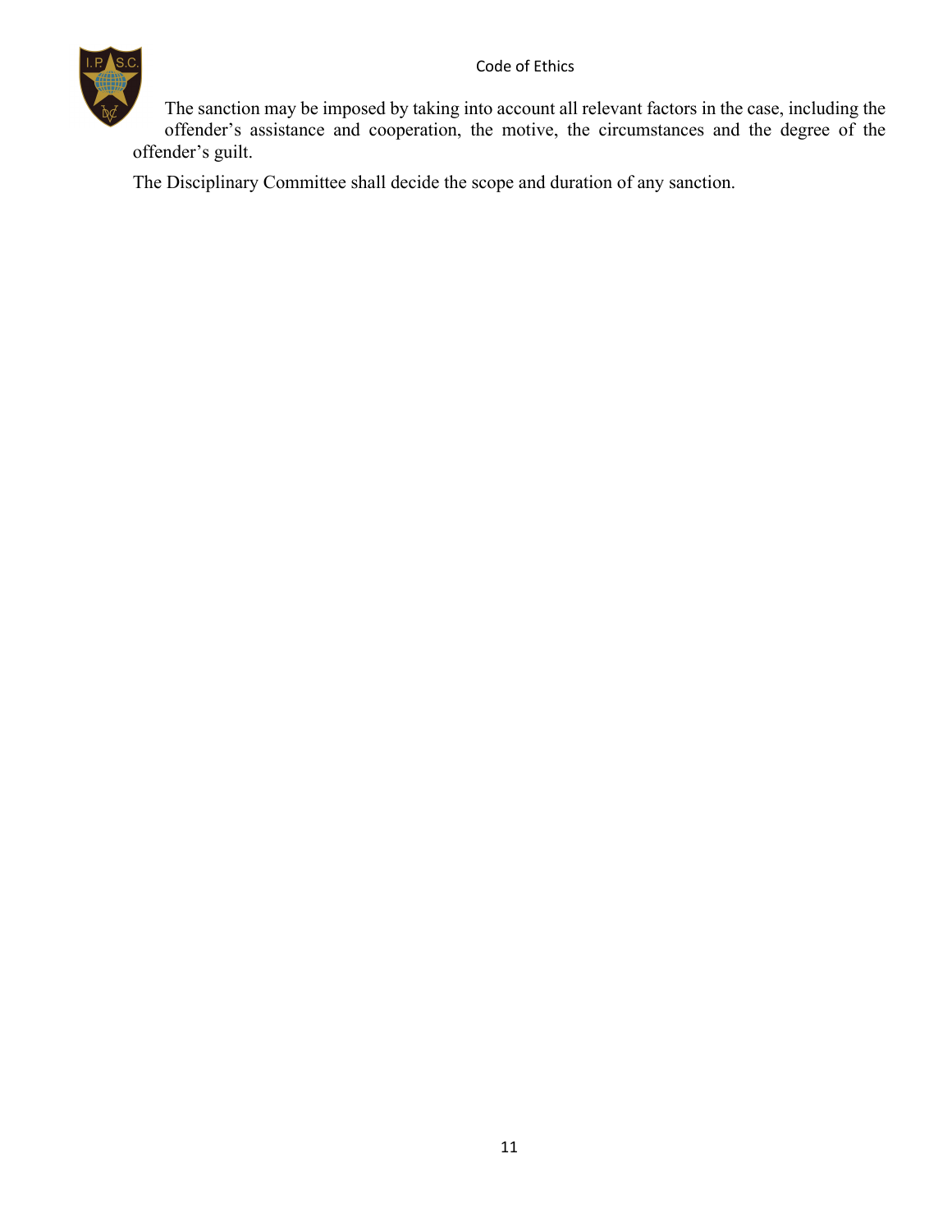The sanction may be imposed by taking into account all relevant factors in the case, including the offender's assistance and cooperation, the motive, the circumstances and the degree of the offender's guilt.

The Disciplinary Committee shall decide the scope and duration of any sanction.